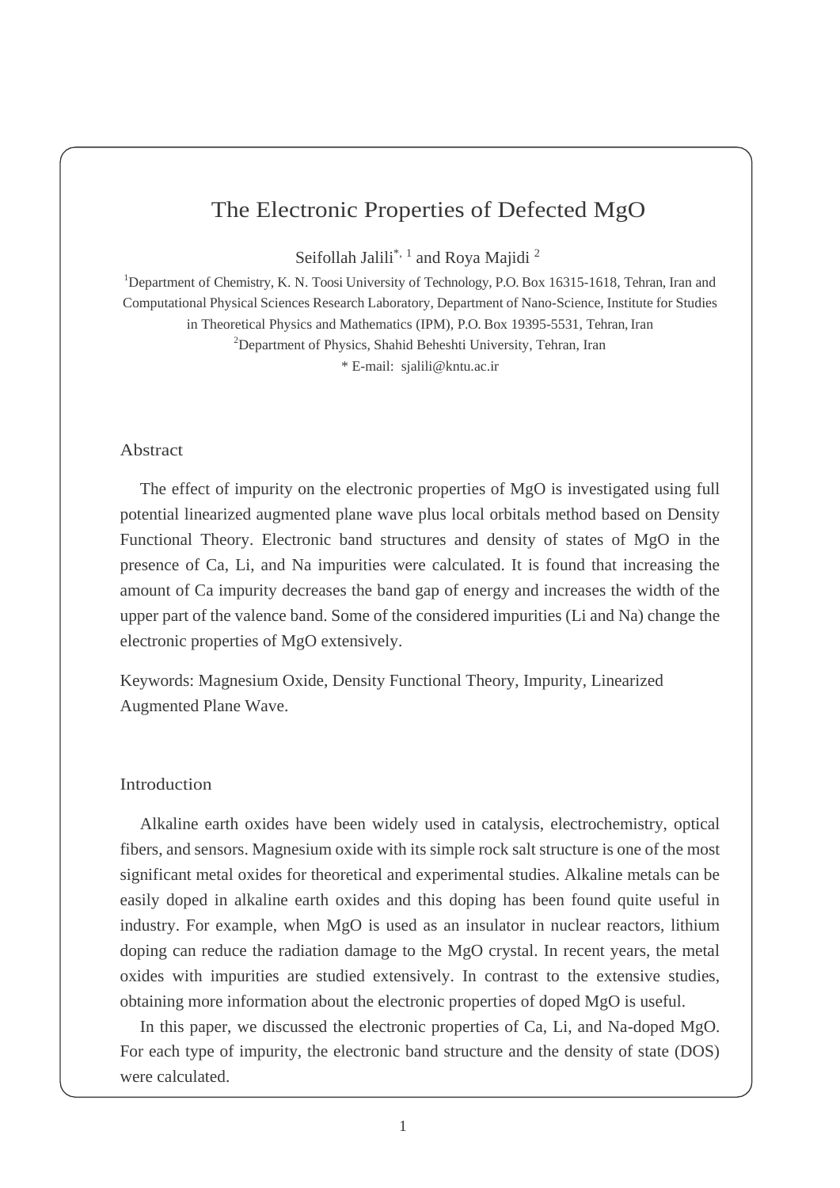# The Electronic Properties of Defected MgO

Seifollah Jalili[*, 1] and Roya Majidi [2]

[1]Department of Chemistry, K. N. Toosi University of Technology, P.O. Box 16315-1618, Tehran, Iran and Computational Physical Sciences Research Laboratory, Department of Nano-Science, Institute for Studies in Theoretical Physics and Mathematics (IPM), P.O. Box 19395-5531, Tehran, Iran

[2]Department of Physics, Shahid Beheshti University, Tehran, Iran

* E-mail: sjalili@kntu.ac.ir

## Abstract

The effect of impurity on the electronic properties of MgO is investigated using full potential linearized augmented plane wave plus local orbitals method based on Density Functional Theory. Electronic band structures and density of states of MgO in the presence of Ca, Li, and Na impurities were calculated. It is found that increasing the amount of Ca impurity decreases the band gap of energy and increases the width of the upper part of the valence band. Some of the considered impurities (Li and Na) change the electronic properties of MgO extensively.

Keywords: Magnesium Oxide, Density Functional Theory, Impurity, Linearized Augmented Plane Wave.

## Introduction

Alkaline earth oxides have been widely used in catalysis, electrochemistry, optical fibers, and sensors. Magnesium oxide with its simple rock salt structure is one of the most significant metal oxides for theoretical and experimental studies. Alkaline metals can be easily doped in alkaline earth oxides and this doping has been found quite useful in industry. For example, when MgO is used as an insulator in nuclear reactors, lithium doping can reduce the radiation damage to the MgO crystal. In recent years, the metal oxides with impurities are studied extensively. In contrast to the extensive studies, obtaining more information about the electronic properties of doped MgO is useful.

In this paper, we discussed the electronic properties of Ca, Li, and Na-doped MgO. For each type of impurity, the electronic band structure and the density of state (DOS) were calculated.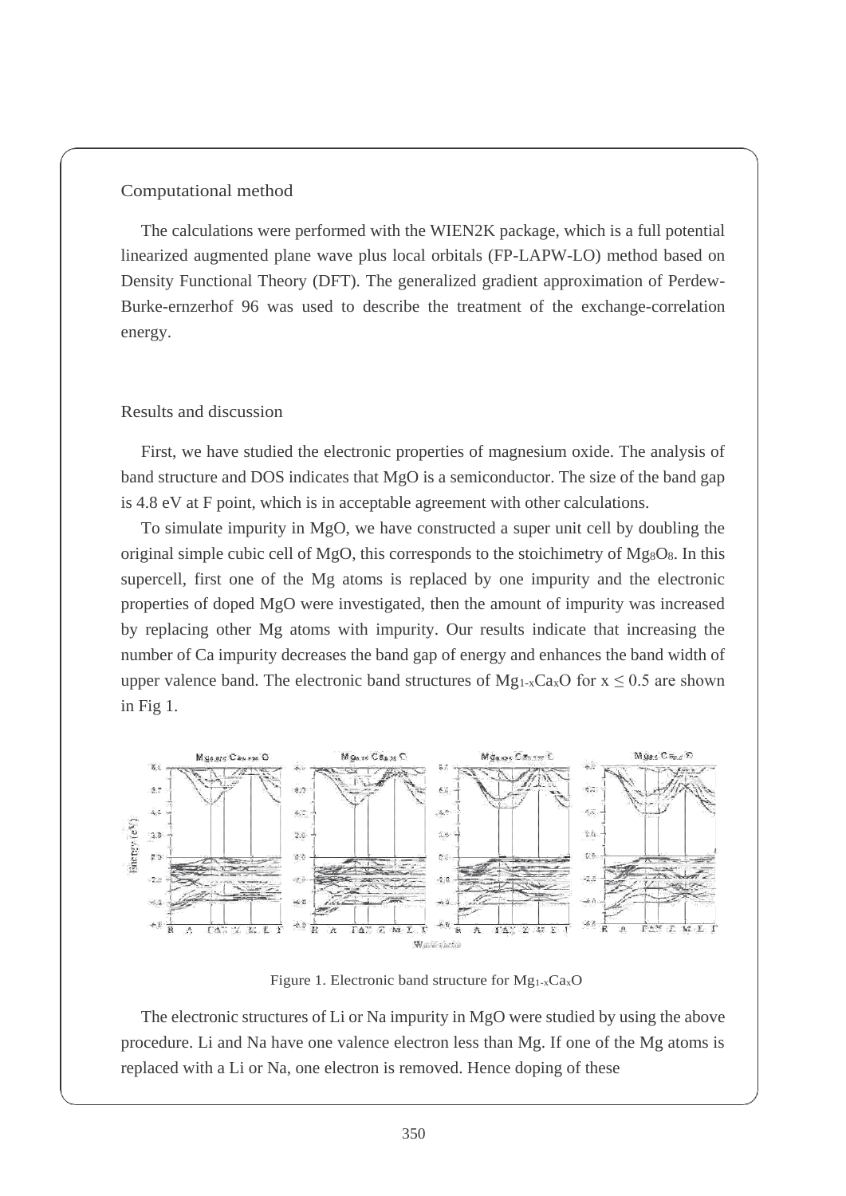## Computational method

The calculations were performed with the WIEN2K package, which is a full potential linearized augmented plane wave plus local orbitals (FP-LAPW-LO) method based on Density Functional Theory (DFT). The generalized gradient approximation of Perdew-Burke-ernzerhof 96 was used to describe the treatment of the exchange-correlation energy.

## Results and discussion

First, we have studied the electronic properties of magnesium oxide. The analysis of band structure and DOS indicates that MgO is a semiconductor. The size of the band gap is 4.8 eV at F point, which is in acceptable agreement with other calculations.

To simulate impurity in MgO, we have constructed a super unit cell by doubling the original simple cubic cell of MgO, this corresponds to the stoichimetry of $Mg_8O_8$. In this supercell, first one of the Mg atoms is replaced by one impurity and the electronic properties of doped MgO were investigated, then the amount of impurity was increased by replacing other Mg atoms with impurity. Our results indicate that increasing the number of Ca impurity decreases the band gap of energy and enhances the band width of upper valence band. The electronic band structures of $Mg_{1-x}Ca_xO$ for $x \leq 0.5$ are shown in Fig 1.

Figure 1. Electronic band structure for $Mg_{1-x}Ca_xO$

The electronic structures of Li or Na impurity in MgO were studied by using the above procedure. Li and Na have one valence electron less than Mg. If one of the Mg atoms is replaced with a Li or Na, one electron is removed. Hence doping of these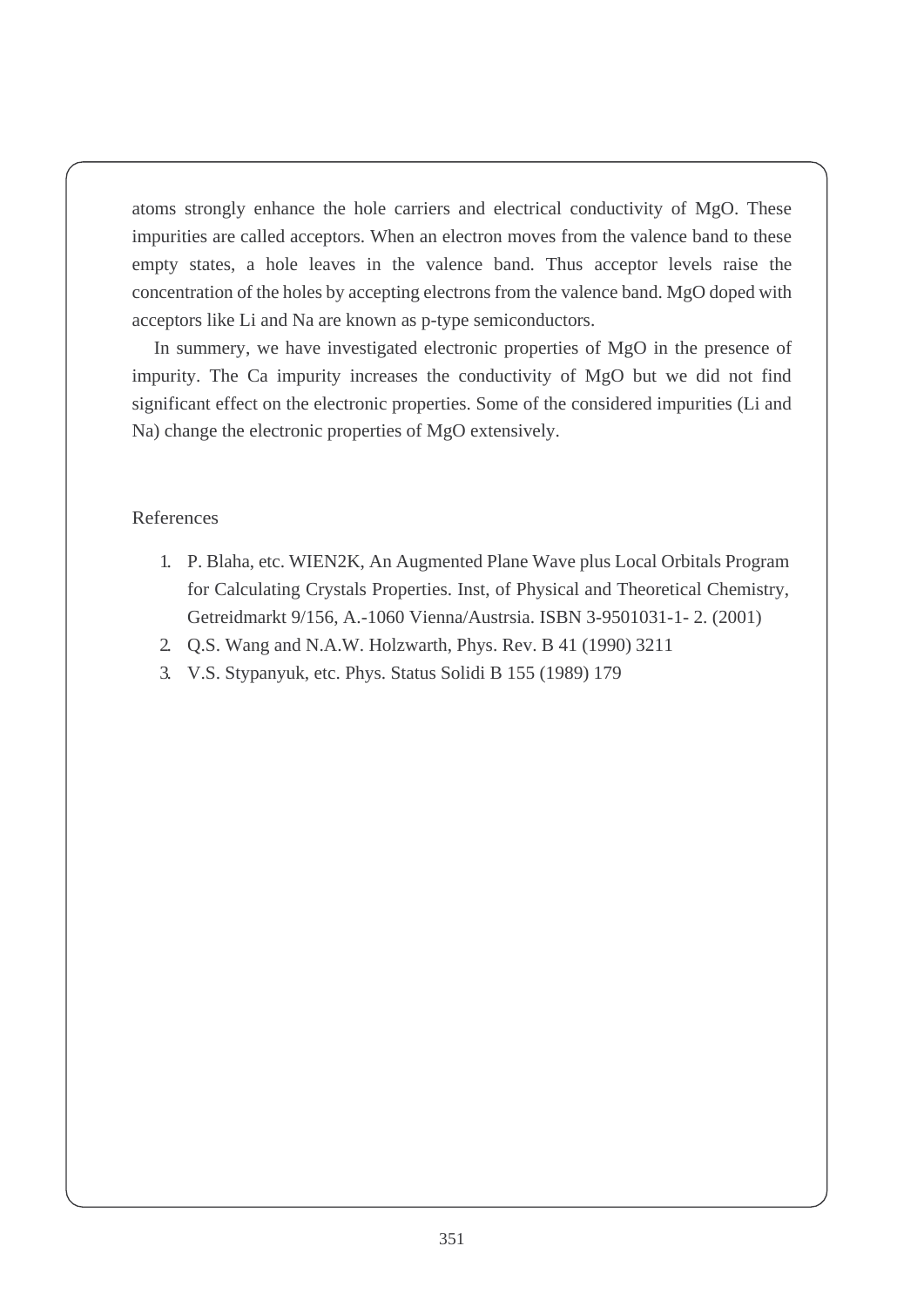atoms strongly enhance the hole carriers and electrical conductivity of MgO. These impurities are called acceptors. When an electron moves from the valence band to these empty states, a hole leaves in the valence band. Thus acceptor levels raise the concentration of the holes by accepting electrons from the valence band. MgO doped with acceptors like Li and Na are known as p-type semiconductors.

In summery, we have investigated electronic properties of MgO in the presence of impurity. The Ca impurity increases the conductivity of MgO but we did not find significant effect on the electronic properties. Some of the considered impurities (Li and Na) change the electronic properties of MgO extensively.

## References

1. P. Blaha, etc. WIEN2K, An Augmented Plane Wave plus Local Orbitals Program for Calculating Crystals Properties. Inst, of Physical and Theoretical Chemistry, Getreidmarkt 9/156, A.-1060 Vienna/Austrsia. ISBN 3-9501031-1- 2. (2001)
2. Q.S. Wang and N.A.W. Holzwarth, Phys. Rev. B 41 (1990) 3211
3. V.S. Stypanyuk, etc. Phys. Status Solidi B 155 (1989) 179